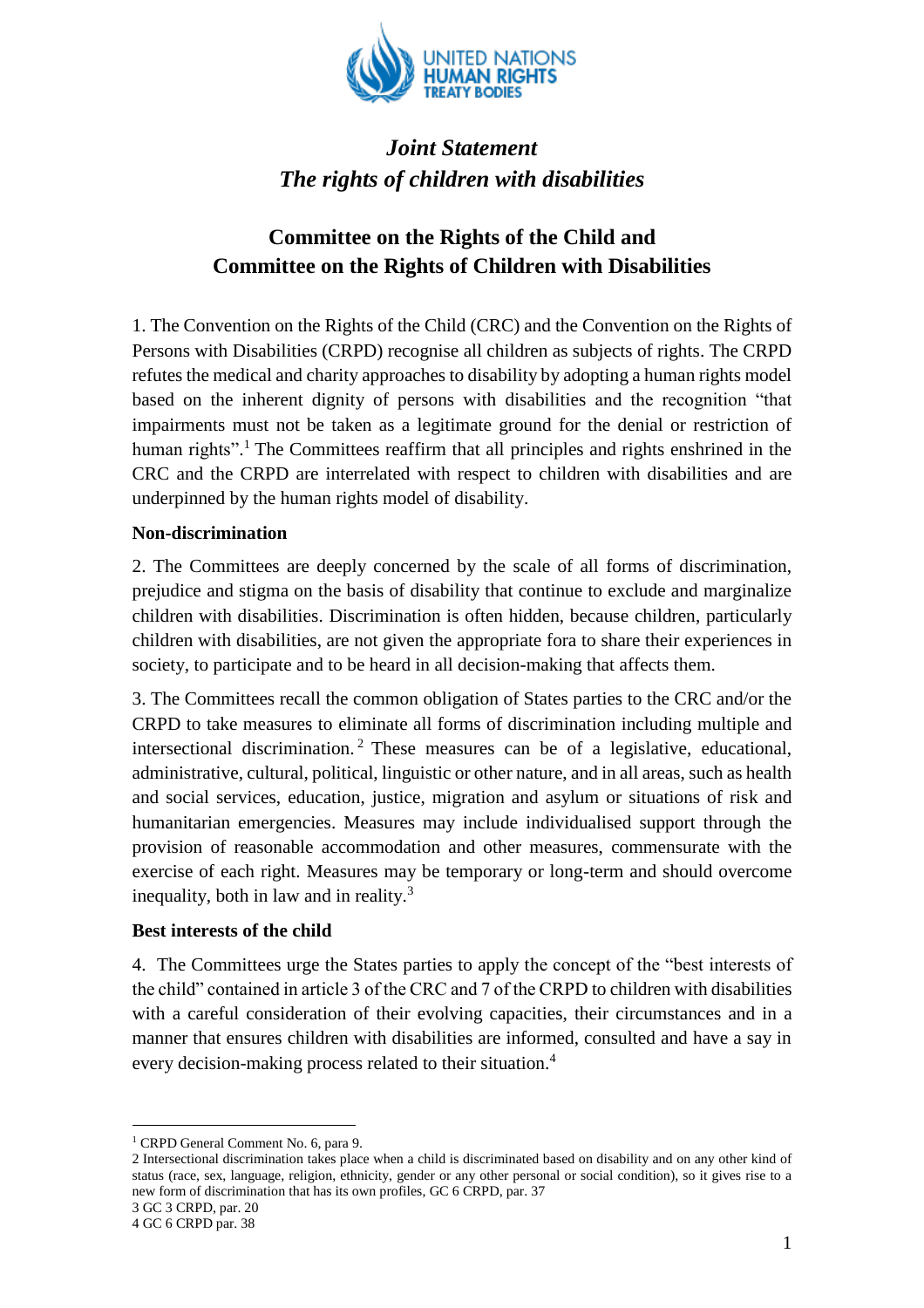# *Joint Statement*
# *The rights of children with disabilities*

## Committee on the Rights of the Child and Committee on the Rights of Children with Disabilities

1. The Convention on the Rights of the Child (CRC) and the Convention on the Rights of Persons with Disabilities (CRPD) recognise all children as subjects of rights. The CRPD refutes the medical and charity approaches to disability by adopting a human rights model based on the inherent dignity of persons with disabilities and the recognition "that impairments must not be taken as a legitimate ground for the denial or restriction of human rights".[1] The Committees reaffirm that all principles and rights enshrined in the CRC and the CRPD are interrelated with respect to children with disabilities and are underpinned by the human rights model of disability.

### Non-discrimination

2. The Committees are deeply concerned by the scale of all forms of discrimination, prejudice and stigma on the basis of disability that continue to exclude and marginalize children with disabilities. Discrimination is often hidden, because children, particularly children with disabilities, are not given the appropriate fora to share their experiences in society, to participate and to be heard in all decision-making that affects them.

3. The Committees recall the common obligation of States parties to the CRC and/or the CRPD to take measures to eliminate all forms of discrimination including multiple and intersectional discrimination.[2] These measures can be of a legislative, educational, administrative, cultural, political, linguistic or other nature, and in all areas, such as health and social services, education, justice, migration and asylum or situations of risk and humanitarian emergencies. Measures may include individualised support through the provision of reasonable accommodation and other measures, commensurate with the exercise of each right. Measures may be temporary or long-term and should overcome inequality, both in law and in reality.[3]

### Best interests of the child

4. The Committees urge the States parties to apply the concept of the "best interests of the child" contained in article 3 of the CRC and 7 of the CRPD to children with disabilities with a careful consideration of their evolving capacities, their circumstances and in a manner that ensures children with disabilities are informed, consulted and have a say in every decision-making process related to their situation.[4]

---

[1] CRPD General Comment No. 6, para 9.

[2] Intersectional discrimination takes place when a child is discriminated based on disability and on any other kind of status (race, sex, language, religion, ethnicity, gender or any other personal or social condition), so it gives rise to a new form of discrimination that has its own profiles, GC 6 CRPD, par. 37

[3] GC 3 CRPD, par. 20

[4] GC 6 CRPD par. 38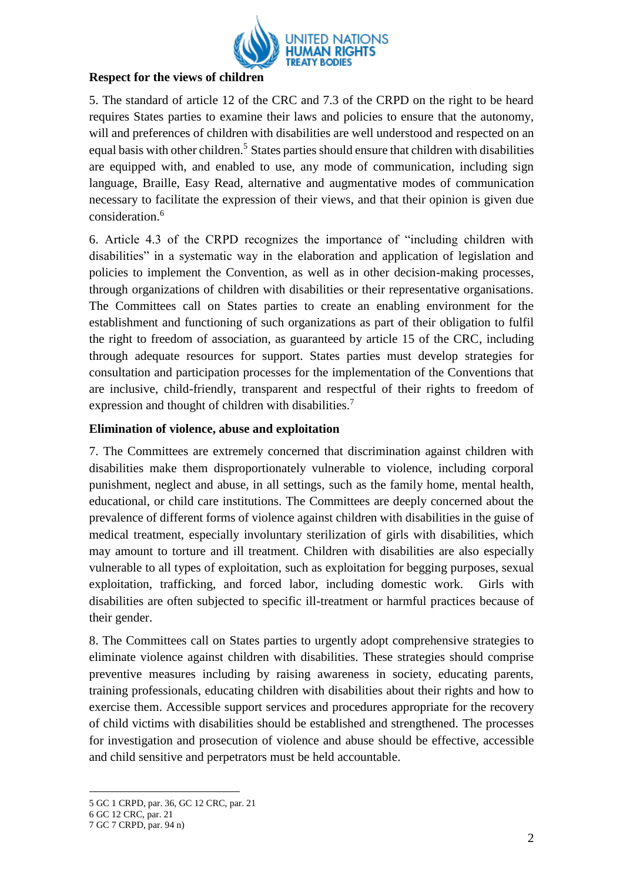**Respect for the views of children**

5. The standard of article 12 of the CRC and 7.3 of the CRPD on the right to be heard requires States parties to examine their laws and policies to ensure that the autonomy, will and preferences of children with disabilities are well understood and respected on an equal basis with other children.[5] States parties should ensure that children with disabilities are equipped with, and enabled to use, any mode of communication, including sign language, Braille, Easy Read, alternative and augmentative modes of communication necessary to facilitate the expression of their views, and that their opinion is given due consideration.[6]

6. Article 4.3 of the CRPD recognizes the importance of "including children with disabilities" in a systematic way in the elaboration and application of legislation and policies to implement the Convention, as well as in other decision-making processes, through organizations of children with disabilities or their representative organisations. The Committees call on States parties to create an enabling environment for the establishment and functioning of such organizations as part of their obligation to fulfil the right to freedom of association, as guaranteed by article 15 of the CRC, including through adequate resources for support. States parties must develop strategies for consultation and participation processes for the implementation of the Conventions that are inclusive, child-friendly, transparent and respectful of their rights to freedom of expression and thought of children with disabilities.[7]

**Elimination of violence, abuse and exploitation**

7. The Committees are extremely concerned that discrimination against children with disabilities make them disproportionately vulnerable to violence, including corporal punishment, neglect and abuse, in all settings, such as the family home, mental health, educational, or child care institutions. The Committees are deeply concerned about the prevalence of different forms of violence against children with disabilities in the guise of medical treatment, especially involuntary sterilization of girls with disabilities, which may amount to torture and ill treatment. Children with disabilities are also especially vulnerable to all types of exploitation, such as exploitation for begging purposes, sexual exploitation, trafficking, and forced labor, including domestic work. Girls with disabilities are often subjected to specific ill-treatment or harmful practices because of their gender.

8. The Committees call on States parties to urgently adopt comprehensive strategies to eliminate violence against children with disabilities. These strategies should comprise preventive measures including by raising awareness in society, educating parents, training professionals, educating children with disabilities about their rights and how to exercise them. Accessible support services and procedures appropriate for the recovery of child victims with disabilities should be established and strengthened. The processes for investigation and prosecution of violence and abuse should be effective, accessible and child sensitive and perpetrators must be held accountable.

---

5 GC 1 CRPD, par. 36, GC 12 CRC, par. 21

6 GC 12 CRC, par. 21

7 GC 7 CRPD, par. 94 n)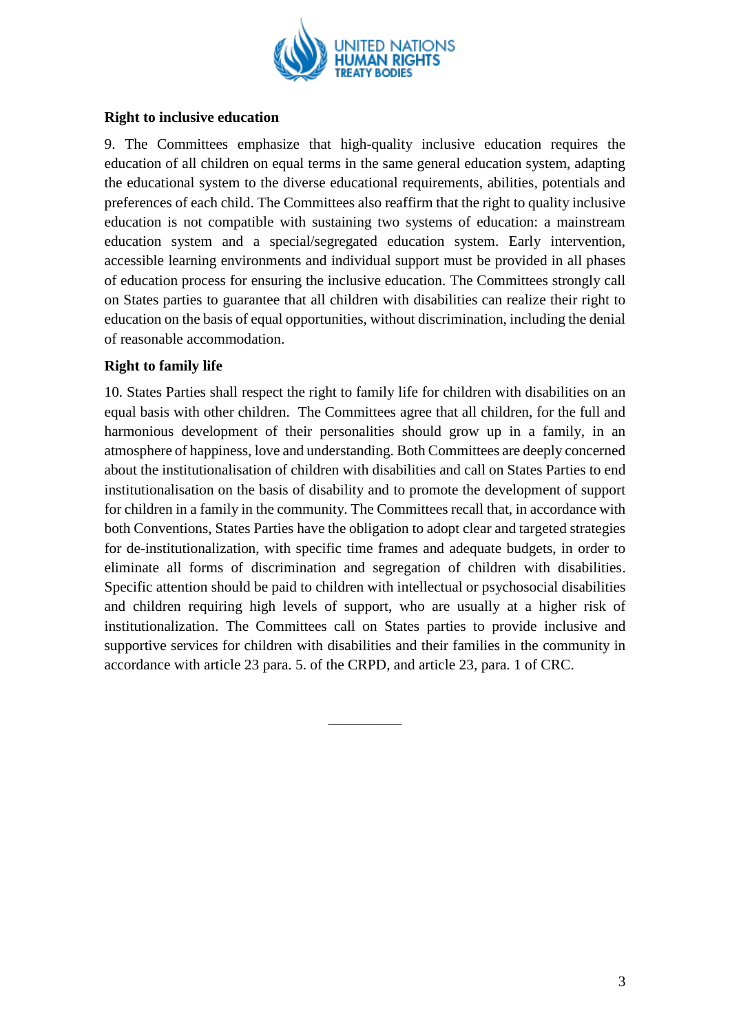**Right to inclusive education**

9. The Committees emphasize that high-quality inclusive education requires the education of all children on equal terms in the same general education system, adapting the educational system to the diverse educational requirements, abilities, potentials and preferences of each child. The Committees also reaffirm that the right to quality inclusive education is not compatible with sustaining two systems of education: a mainstream education system and a special/segregated education system. Early intervention, accessible learning environments and individual support must be provided in all phases of education process for ensuring the inclusive education. The Committees strongly call on States parties to guarantee that all children with disabilities can realize their right to education on the basis of equal opportunities, without discrimination, including the denial of reasonable accommodation.

**Right to family life**

10. States Parties shall respect the right to family life for children with disabilities on an equal basis with other children. The Committees agree that all children, for the full and harmonious development of their personalities should grow up in a family, in an atmosphere of happiness, love and understanding. Both Committees are deeply concerned about the institutionalisation of children with disabilities and call on States Parties to end institutionalisation on the basis of disability and to promote the development of support for children in a family in the community. The Committees recall that, in accordance with both Conventions, States Parties have the obligation to adopt clear and targeted strategies for de-institutionalization, with specific time frames and adequate budgets, in order to eliminate all forms of discrimination and segregation of children with disabilities. Specific attention should be paid to children with intellectual or psychosocial disabilities and children requiring high levels of support, who are usually at a higher risk of institutionalization. The Committees call on States parties to provide inclusive and supportive services for children with disabilities and their families in the community in accordance with article 23 para. 5. of the CRPD, and article 23, para. 1 of CRC.

__________